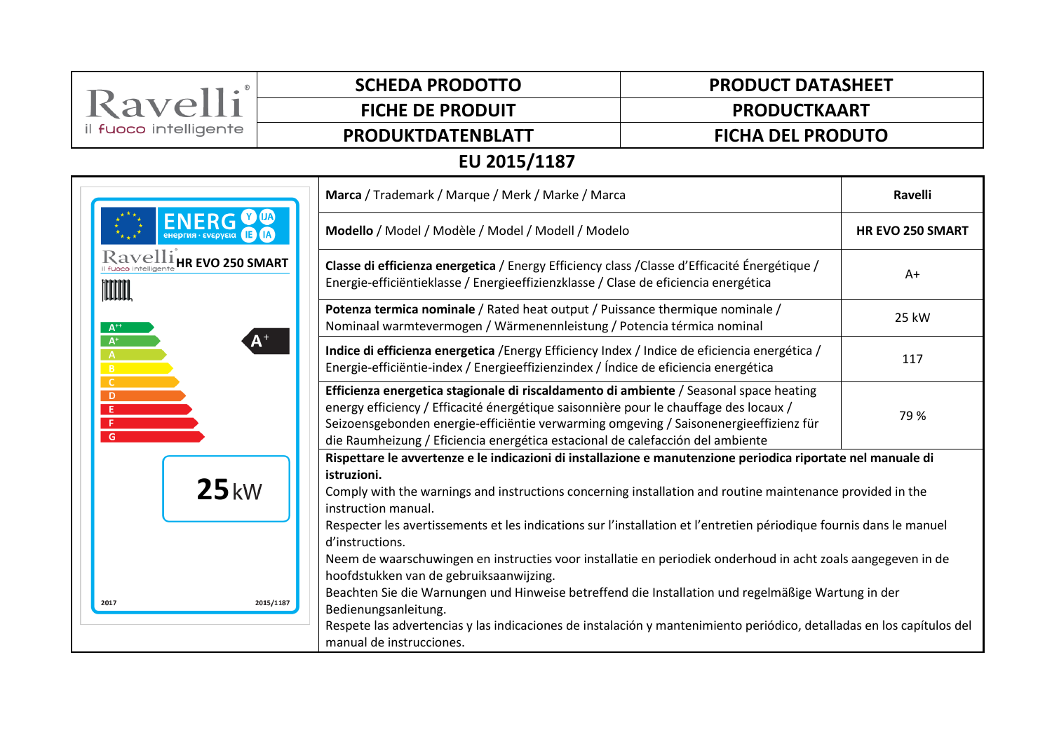| Ravelli il fuoco intelligente | SCHEDA PRODOTTO | PRODUCT DATASHEET |
|---|---|---|
| | FICHE DE PRODUIT | PRODUCTKAART |
| | PRODUKTDATENBLATT | FICHA DEL PRODUTO |

## EU 2015/1187

ENERG Y IJA IE IA

Ravelli il fuoco intelligente HR EVO 250 SMART

A++, A+, A, B, C, D, E, F, G

A+

25 kW

2017 2015/1187

| | |
|---|---|
| **Marca** / Trademark / Marque / Merk / Marke / Marca | **Ravelli** |
| **Modello** / Model / Modèle / Model / Modell / Modelo | **HR EVO 250 SMART** |
| **Classe di efficienza energetica** / Energy Efficiency class /Classe d'Efficacité Énergétique / Energie-efficiëntieklasse / Energieeffizienzklasse / Clase de eficiencia energética | A+ |
| **Potenza termica nominale** / Rated heat output / Puissance thermique nominale / Nominaal warmtevermogen / Wärmenennleistung / Potencia térmica nominal | 25 kW |
| **Indice di efficienza energetica** /Energy Efficiency Index / Indice de eficiencia energética / Energie-efficiëntie-index / Energieeffizienzindex / Índice de eficiencia energética | 117 |
| **Efficienza energetica stagionale di riscaldamento di ambiente** / Seasonal space heating energy efficiency / Efficacité énergétique saisonnière pour le chauffage des locaux / Seizoensgebonden energie-efficiëntie verwarming omgeving / Saisonenergieeffizienz für die Raumheizung / Eficiencia energética estacional de calefacción del ambiente | 79 % |

**Rispettare le avvertenze e le indicazioni di installazione e manutenzione periodica riportate nel manuale di istruzioni.**

Comply with the warnings and instructions concerning installation and routine maintenance provided in the instruction manual.

Respecter les avertissements et les indications sur l'installation et l'entretien périodique fournis dans le manuel d'instructions.

Neem de waarschuwingen en instructies voor installatie en periodiek onderhoud in acht zoals aangegeven in de hoofdstukken van de gebruiksaanwijzing.

Beachten Sie die Warnungen und Hinweise betreffend die Installation und regelmäßige Wartung in der Bedienungsanleitung.

Respete las advertencias y las indicaciones de instalación y mantenimiento periódico, detalladas en los capítulos del manual de instrucciones.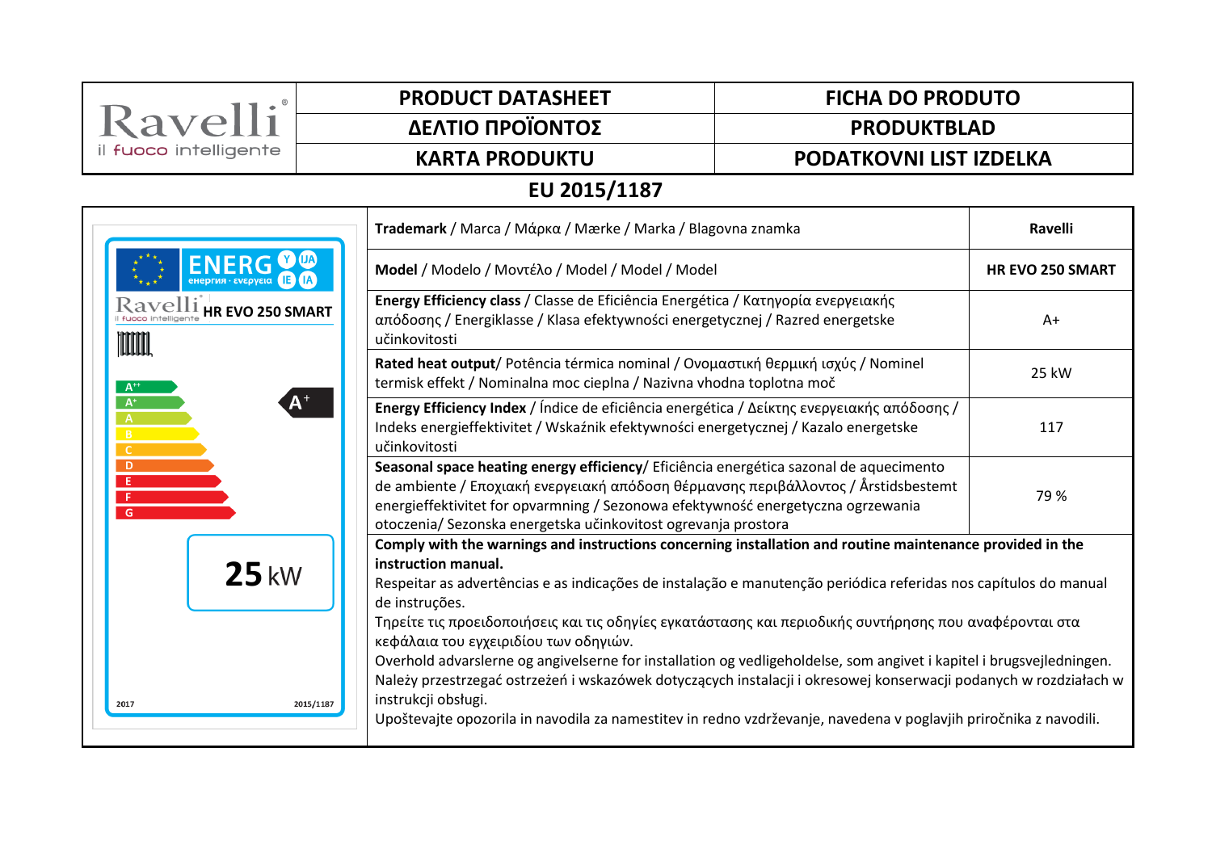| Ravelli il fuoco intelligente | PRODUCT DATASHEET | FICHA DO PRODUTO |
|---|---|---|
| | ΔΕΛΤΙΟ ΠΡΟΪΟΝΤΟΣ | PRODUKTBLAD |
| | KARTA PRODUKTU | PODATKOVNI LIST IZDELKA |

# EU 2015/1187

| | |
|---|---|
| **Trademark** / Marca / Μάρκα / Mærke / Marka / Blagovna znamka | **Ravelli** |
| **Model** / Modelo / Μοντέλο / Model / Model / Model | **HR EVO 250 SMART** |
| **Energy Efficiency class** / Classe de Eficiência Energética / Κατηγορία ενεργειακής απόδοσης / Energiklasse / Klasa efektywności energetycznej / Razred energetske učinkovitosti | A+ |
| **Rated heat output**/ Potência térmica nominal / Ονομαστική θερμική ισχύς / Nominel termisk effekt / Nominalna moc cieplna / Nazivna vhodna toplotna moč | 25 kW |
| **Energy Efficiency Index** / Índice de eficiência energética / Δείκτης ενεργειακής απόδοσης / Indeks energieffektivitet / Wskaźnik efektywności energetycznej / Kazalo energetske učinkovitosti | 117 |
| **Seasonal space heating energy efficiency**/ Eficiência energética sazonal de aquecimento de ambiente / Εποχιακή ενεργειακή απόδοση θέρμανσης περιβάλλοντος / Årstidsbestemt energieffektivitet for opvarmning / Sezonowa efektywność energetyczna ogrzewania otoczenia/ Sezonska energetska učinkovitost ogrevanja prostora | 79 % |

ENERG Y IJA IE IA
енергия · ενεργεια

Ravelli il fuoco intelligente HR EVO 250 SMART

A++
A+
A
B
C
D
E
F
G

A+

25 kW

2017 2015/1187

**Comply with the warnings and instructions concerning installation and routine maintenance provided in the instruction manual.**

Respeitar as advertências e as indicações de instalação e manutenção periódica referidas nos capítulos do manual de instruções.

Τηρείτε τις προειδοποιήσεις και τις οδηγίες εγκατάστασης και περιοδικής συντήρησης που αναφέρονται στα κεφάλαια του εγχειριδίου των οδηγιών.

Overhold advarslerne og angivelserne for installation og vedligeholdelse, som angivet i kapitel i brugsvejledningen.

Należy przestrzegać ostrzeżeń i wskazówek dotyczących instalacji i okresowej konserwacji podanych w rozdziałach w instrukcji obsługi.

Upoštevajte opozorila in navodila za namestitev in redno vzdrževanje, navedena v poglavjih priročnika z navodili.